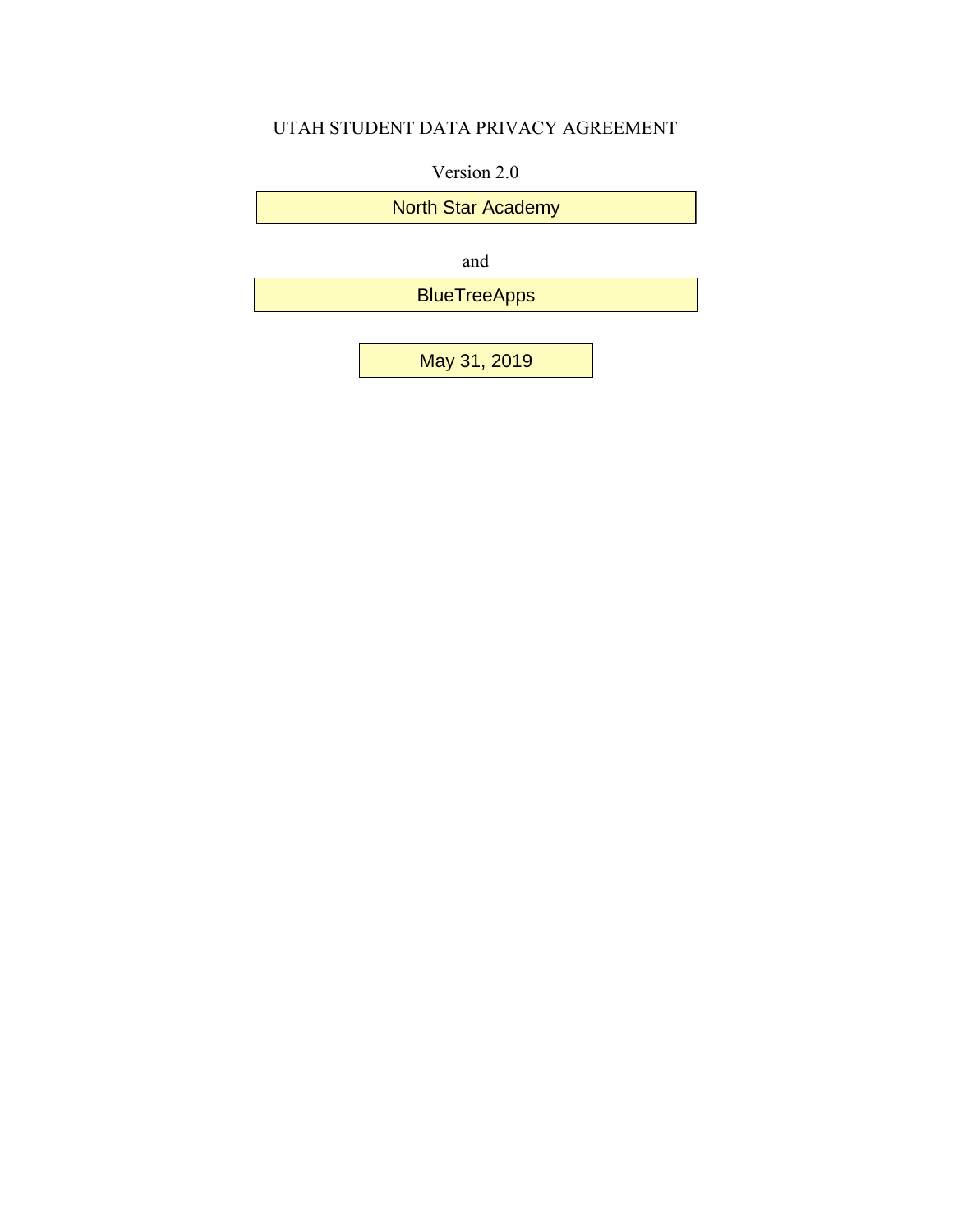# UTAH STUDENT DATA PRIVACY AGREEMENT

Version 2.0

North Star Academy

and

BlueTreeApps

May 31, 2019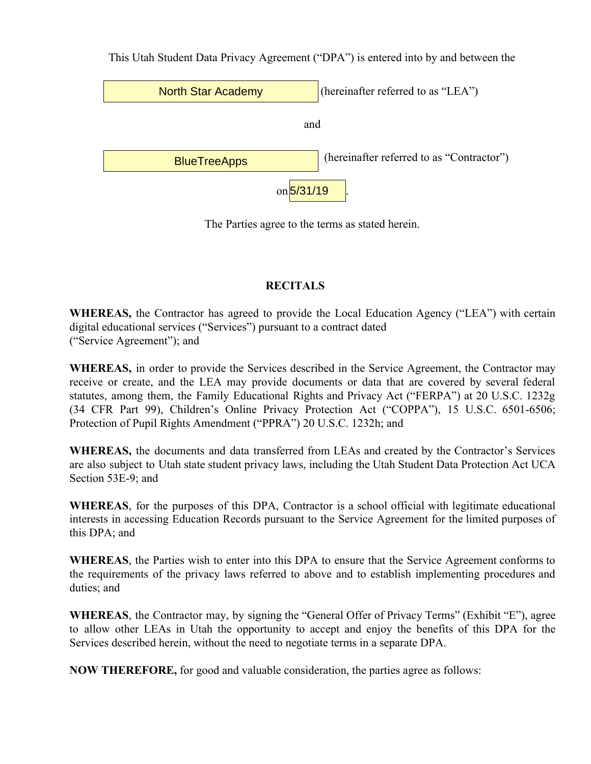This Utah Student Data Privacy Agreement ("DPA") is entered into by and between the

North Star Academy (hereinafter referred to as "LEA")

and

BlueTreeApps (hereinafter referred to as "Contractor")

on 5/31/19.

The Parties agree to the terms as stated herein.

## RECITALS

**WHEREAS,** the Contractor has agreed to provide the Local Education Agency ("LEA") with certain digital educational services ("Services") pursuant to a contract dated ("Service Agreement"); and

**WHEREAS,** in order to provide the Services described in the Service Agreement, the Contractor may receive or create, and the LEA may provide documents or data that are covered by several federal statutes, among them, the Family Educational Rights and Privacy Act ("FERPA") at 20 U.S.C. 1232g (34 CFR Part 99), Children's Online Privacy Protection Act ("COPPA"), 15 U.S.C. 6501-6506; Protection of Pupil Rights Amendment ("PPRA") 20 U.S.C. 1232h; and

**WHEREAS,** the documents and data transferred from LEAs and created by the Contractor's Services are also subject to Utah state student privacy laws, including the Utah Student Data Protection Act UCA Section 53E-9; and

**WHEREAS**, for the purposes of this DPA, Contractor is a school official with legitimate educational interests in accessing Education Records pursuant to the Service Agreement for the limited purposes of this DPA; and

**WHEREAS**, the Parties wish to enter into this DPA to ensure that the Service Agreement conforms to the requirements of the privacy laws referred to above and to establish implementing procedures and duties; and

**WHEREAS**, the Contractor may, by signing the "General Offer of Privacy Terms" (Exhibit "E"), agree to allow other LEAs in Utah the opportunity to accept and enjoy the benefits of this DPA for the Services described herein, without the need to negotiate terms in a separate DPA.

**NOW THEREFORE,** for good and valuable consideration, the parties agree as follows: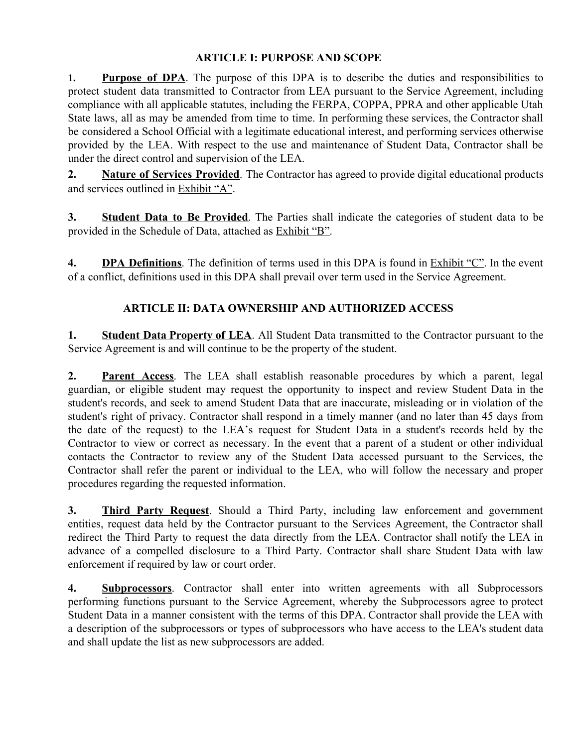## ARTICLE I: PURPOSE AND SCOPE

1. **Purpose of DPA**. The purpose of this DPA is to describe the duties and responsibilities to protect student data transmitted to Contractor from LEA pursuant to the Service Agreement, including compliance with all applicable statutes, including the FERPA, COPPA, PPRA and other applicable Utah State laws, all as may be amended from time to time. In performing these services, the Contractor shall be considered a School Official with a legitimate educational interest, and performing services otherwise provided by the LEA. With respect to the use and maintenance of Student Data, Contractor shall be under the direct control and supervision of the LEA.

2. **Nature of Services Provided**. The Contractor has agreed to provide digital educational products and services outlined in Exhibit "A".

3. **Student Data to Be Provided**. The Parties shall indicate the categories of student data to be provided in the Schedule of Data, attached as Exhibit "B".

4. **DPA Definitions**. The definition of terms used in this DPA is found in Exhibit "C". In the event of a conflict, definitions used in this DPA shall prevail over term used in the Service Agreement.

## ARTICLE II: DATA OWNERSHIP AND AUTHORIZED ACCESS

1. **Student Data Property of LEA**. All Student Data transmitted to the Contractor pursuant to the Service Agreement is and will continue to be the property of the student.

2. **Parent Access**. The LEA shall establish reasonable procedures by which a parent, legal guardian, or eligible student may request the opportunity to inspect and review Student Data in the student's records, and seek to amend Student Data that are inaccurate, misleading or in violation of the student's right of privacy. Contractor shall respond in a timely manner (and no later than 45 days from the date of the request) to the LEA's request for Student Data in a student's records held by the Contractor to view or correct as necessary. In the event that a parent of a student or other individual contacts the Contractor to review any of the Student Data accessed pursuant to the Services, the Contractor shall refer the parent or individual to the LEA, who will follow the necessary and proper procedures regarding the requested information.

3. **Third Party Request**. Should a Third Party, including law enforcement and government entities, request data held by the Contractor pursuant to the Services Agreement, the Contractor shall redirect the Third Party to request the data directly from the LEA. Contractor shall notify the LEA in advance of a compelled disclosure to a Third Party. Contractor shall share Student Data with law enforcement if required by law or court order.

4. **Subprocessors**. Contractor shall enter into written agreements with all Subprocessors performing functions pursuant to the Service Agreement, whereby the Subprocessors agree to protect Student Data in a manner consistent with the terms of this DPA. Contractor shall provide the LEA with a description of the subprocessors or types of subprocessors who have access to the LEA's student data and shall update the list as new subprocessors are added.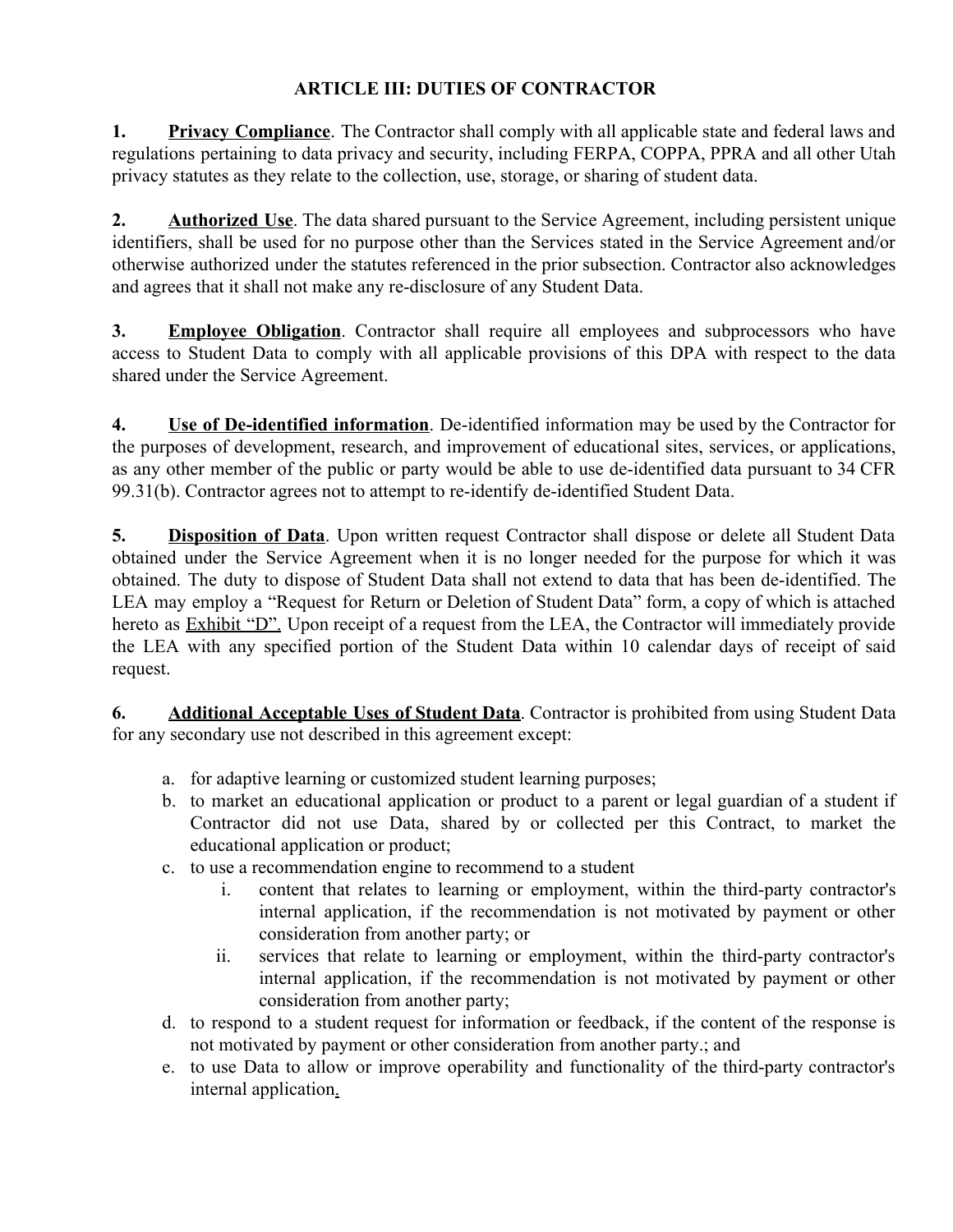## ARTICLE III: DUTIES OF CONTRACTOR

**1. <u>Privacy Compliance</u>**. The Contractor shall comply with all applicable state and federal laws and regulations pertaining to data privacy and security, including FERPA, COPPA, PPRA and all other Utah privacy statutes as they relate to the collection, use, storage, or sharing of student data.

**2. <u>Authorized Use</u>**. The data shared pursuant to the Service Agreement, including persistent unique identifiers, shall be used for no purpose other than the Services stated in the Service Agreement and/or otherwise authorized under the statutes referenced in the prior subsection. Contractor also acknowledges and agrees that it shall not make any re-disclosure of any Student Data.

**3. <u>Employee Obligation</u>**. Contractor shall require all employees and subprocessors who have access to Student Data to comply with all applicable provisions of this DPA with respect to the data shared under the Service Agreement.

**4. <u>Use of De-identified information</u>**. De-identified information may be used by the Contractor for the purposes of development, research, and improvement of educational sites, services, or applications, as any other member of the public or party would be able to use de-identified data pursuant to 34 CFR 99.31(b). Contractor agrees not to attempt to re-identify de-identified Student Data.

**5. <u>Disposition of Data</u>**. Upon written request Contractor shall dispose or delete all Student Data obtained under the Service Agreement when it is no longer needed for the purpose for which it was obtained. The duty to dispose of Student Data shall not extend to data that has been de-identified. The LEA may employ a "Request for Return or Deletion of Student Data" form, a copy of which is attached hereto as <u>Exhibit "D".</u> Upon receipt of a request from the LEA, the Contractor will immediately provide the LEA with any specified portion of the Student Data within 10 calendar days of receipt of said request.

**6. <u>Additional Acceptable Uses of Student Data</u>**. Contractor is prohibited from using Student Data for any secondary use not described in this agreement except:

a. for adaptive learning or customized student learning purposes;
b. to market an educational application or product to a parent or legal guardian of a student if Contractor did not use Data, shared by or collected per this Contract, to market the educational application or product;
c. to use a recommendation engine to recommend to a student
   i. content that relates to learning or employment, within the third-party contractor's internal application, if the recommendation is not motivated by payment or other consideration from another party; or
   ii. services that relate to learning or employment, within the third-party contractor's internal application, if the recommendation is not motivated by payment or other consideration from another party;
d. to respond to a student request for information or feedback, if the content of the response is not motivated by payment or other consideration from another party.; and
e. to use Data to allow or improve operability and functionality of the third-party contractor's internal application.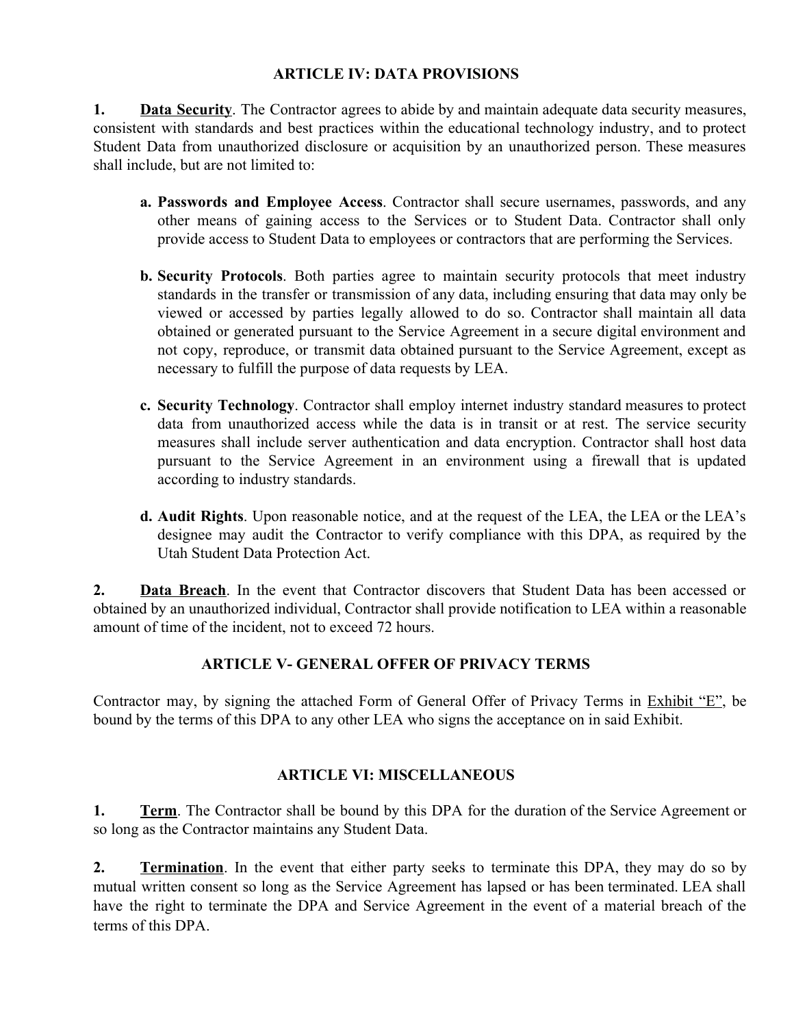## ARTICLE IV: DATA PROVISIONS

1. **Data Security**. The Contractor agrees to abide by and maintain adequate data security measures, consistent with standards and best practices within the educational technology industry, and to protect Student Data from unauthorized disclosure or acquisition by an unauthorized person. These measures shall include, but are not limited to:

   a. **Passwords and Employee Access**. Contractor shall secure usernames, passwords, and any other means of gaining access to the Services or to Student Data. Contractor shall only provide access to Student Data to employees or contractors that are performing the Services.

   b. **Security Protocols**. Both parties agree to maintain security protocols that meet industry standards in the transfer or transmission of any data, including ensuring that data may only be viewed or accessed by parties legally allowed to do so. Contractor shall maintain all data obtained or generated pursuant to the Service Agreement in a secure digital environment and not copy, reproduce, or transmit data obtained pursuant to the Service Agreement, except as necessary to fulfill the purpose of data requests by LEA.

   c. **Security Technology**. Contractor shall employ internet industry standard measures to protect data from unauthorized access while the data is in transit or at rest. The service security measures shall include server authentication and data encryption. Contractor shall host data pursuant to the Service Agreement in an environment using a firewall that is updated according to industry standards.

   d. **Audit Rights**. Upon reasonable notice, and at the request of the LEA, the LEA or the LEA's designee may audit the Contractor to verify compliance with this DPA, as required by the Utah Student Data Protection Act.

2. **Data Breach**. In the event that Contractor discovers that Student Data has been accessed or obtained by an unauthorized individual, Contractor shall provide notification to LEA within a reasonable amount of time of the incident, not to exceed 72 hours.

## ARTICLE V- GENERAL OFFER OF PRIVACY TERMS

Contractor may, by signing the attached Form of General Offer of Privacy Terms in Exhibit "E", be bound by the terms of this DPA to any other LEA who signs the acceptance on in said Exhibit.

## ARTICLE VI: MISCELLANEOUS

1. **Term**. The Contractor shall be bound by this DPA for the duration of the Service Agreement or so long as the Contractor maintains any Student Data.

2. **Termination**. In the event that either party seeks to terminate this DPA, they may do so by mutual written consent so long as the Service Agreement has lapsed or has been terminated. LEA shall have the right to terminate the DPA and Service Agreement in the event of a material breach of the terms of this DPA.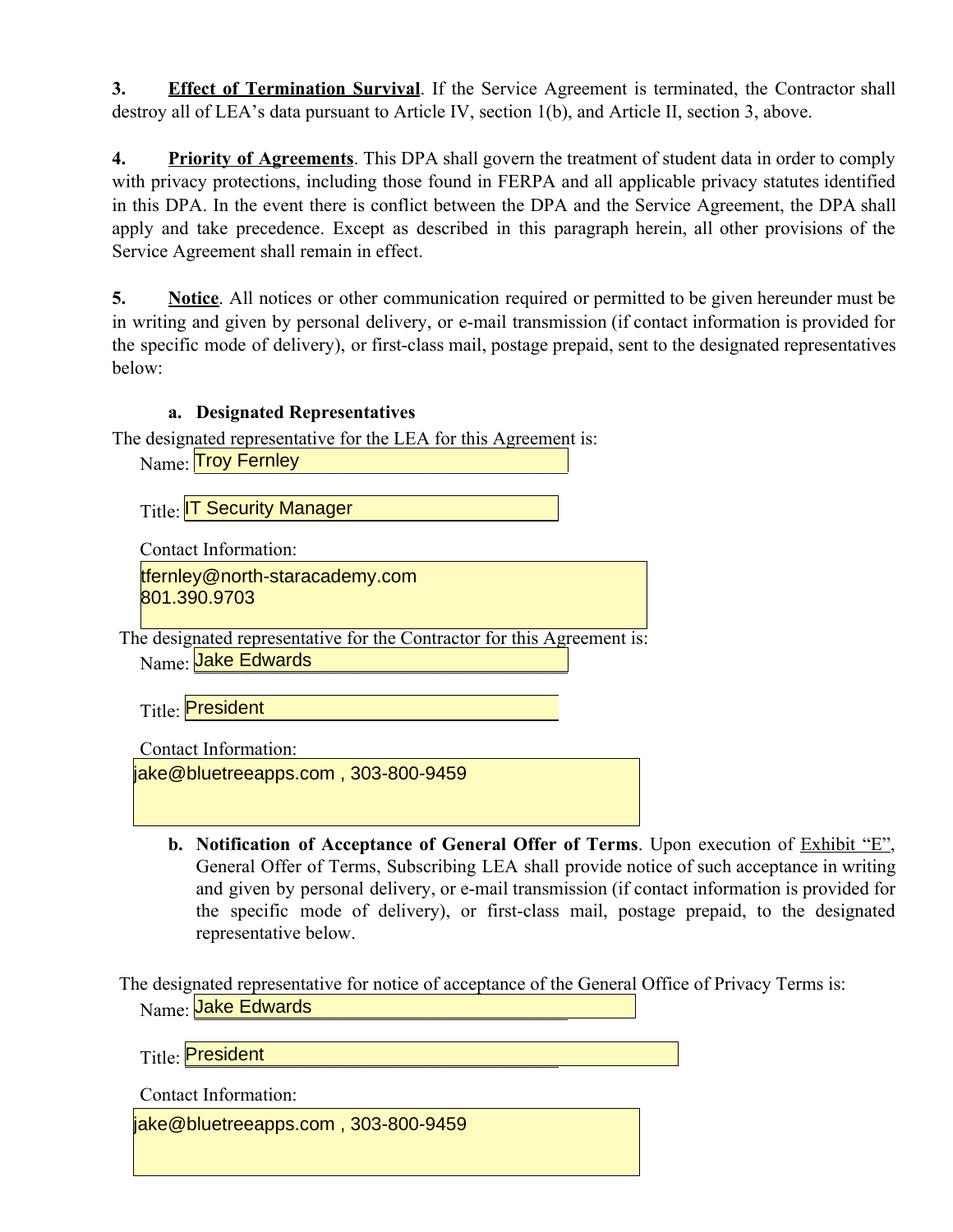**3.** **Effect of Termination Survival**. If the Service Agreement is terminated, the Contractor shall destroy all of LEA's data pursuant to Article IV, section 1(b), and Article II, section 3, above.

**4.** **Priority of Agreements**. This DPA shall govern the treatment of student data in order to comply with privacy protections, including those found in FERPA and all applicable privacy statutes identified in this DPA. In the event there is conflict between the DPA and the Service Agreement, the DPA shall apply and take precedence. Except as described in this paragraph herein, all other provisions of the Service Agreement shall remain in effect.

**5.** **Notice**. All notices or other communication required or permitted to be given hereunder must be in writing and given by personal delivery, or e-mail transmission (if contact information is provided for the specific mode of delivery), or first-class mail, postage prepaid, sent to the designated representatives below:

**a. Designated Representatives**

The designated representative for the LEA for this Agreement is:

Name: Troy Fernley

Title: IT Security Manager

Contact Information:

tfernley@north-staracademy.com
801.390.9703

The designated representative for the Contractor for this Agreement is:

Name: Jake Edwards

Title: President

Contact Information:

jake@bluetreeapps.com , 303-800-9459

**b. Notification of Acceptance of General Offer of Terms**. Upon execution of Exhibit "E", General Offer of Terms, Subscribing LEA shall provide notice of such acceptance in writing and given by personal delivery, or e-mail transmission (if contact information is provided for the specific mode of delivery), or first-class mail, postage prepaid, to the designated representative below.

The designated representative for notice of acceptance of the General Office of Privacy Terms is:

Name: Jake Edwards

Title: President

Contact Information:

jake@bluetreeapps.com , 303-800-9459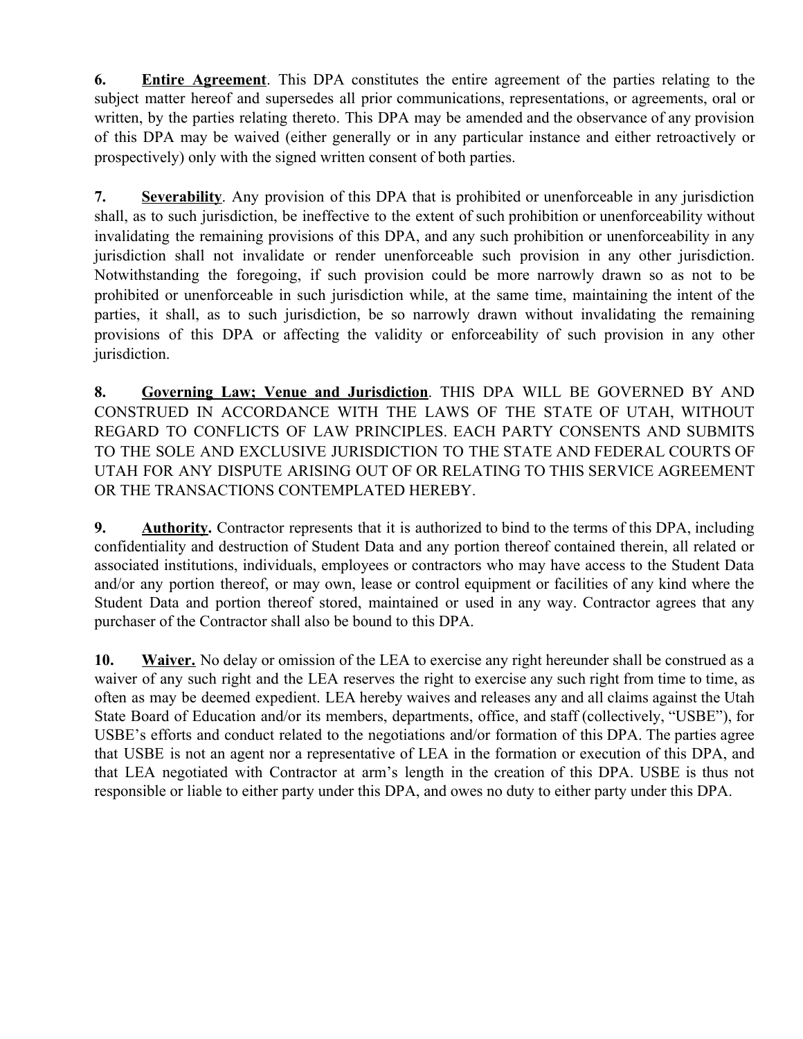**6.** **Entire Agreement**. This DPA constitutes the entire agreement of the parties relating to the subject matter hereof and supersedes all prior communications, representations, or agreements, oral or written, by the parties relating thereto. This DPA may be amended and the observance of any provision of this DPA may be waived (either generally or in any particular instance and either retroactively or prospectively) only with the signed written consent of both parties.

**7.** **Severability**. Any provision of this DPA that is prohibited or unenforceable in any jurisdiction shall, as to such jurisdiction, be ineffective to the extent of such prohibition or unenforceability without invalidating the remaining provisions of this DPA, and any such prohibition or unenforceability in any jurisdiction shall not invalidate or render unenforceable such provision in any other jurisdiction. Notwithstanding the foregoing, if such provision could be more narrowly drawn so as not to be prohibited or unenforceable in such jurisdiction while, at the same time, maintaining the intent of the parties, it shall, as to such jurisdiction, be so narrowly drawn without invalidating the remaining provisions of this DPA or affecting the validity or enforceability of such provision in any other jurisdiction.

**8.** **Governing Law; Venue and Jurisdiction**. THIS DPA WILL BE GOVERNED BY AND CONSTRUED IN ACCORDANCE WITH THE LAWS OF THE STATE OF UTAH, WITHOUT REGARD TO CONFLICTS OF LAW PRINCIPLES. EACH PARTY CONSENTS AND SUBMITS TO THE SOLE AND EXCLUSIVE JURISDICTION TO THE STATE AND FEDERAL COURTS OF UTAH FOR ANY DISPUTE ARISING OUT OF OR RELATING TO THIS SERVICE AGREEMENT OR THE TRANSACTIONS CONTEMPLATED HEREBY.

**9.** **Authority.** Contractor represents that it is authorized to bind to the terms of this DPA, including confidentiality and destruction of Student Data and any portion thereof contained therein, all related or associated institutions, individuals, employees or contractors who may have access to the Student Data and/or any portion thereof, or may own, lease or control equipment or facilities of any kind where the Student Data and portion thereof stored, maintained or used in any way. Contractor agrees that any purchaser of the Contractor shall also be bound to this DPA.

**10.** **Waiver.** No delay or omission of the LEA to exercise any right hereunder shall be construed as a waiver of any such right and the LEA reserves the right to exercise any such right from time to time, as often as may be deemed expedient. LEA hereby waives and releases any and all claims against the Utah State Board of Education and/or its members, departments, office, and staff (collectively, "USBE"), for USBE's efforts and conduct related to the negotiations and/or formation of this DPA. The parties agree that USBE is not an agent nor a representative of LEA in the formation or execution of this DPA, and that LEA negotiated with Contractor at arm's length in the creation of this DPA. USBE is thus not responsible or liable to either party under this DPA, and owes no duty to either party under this DPA.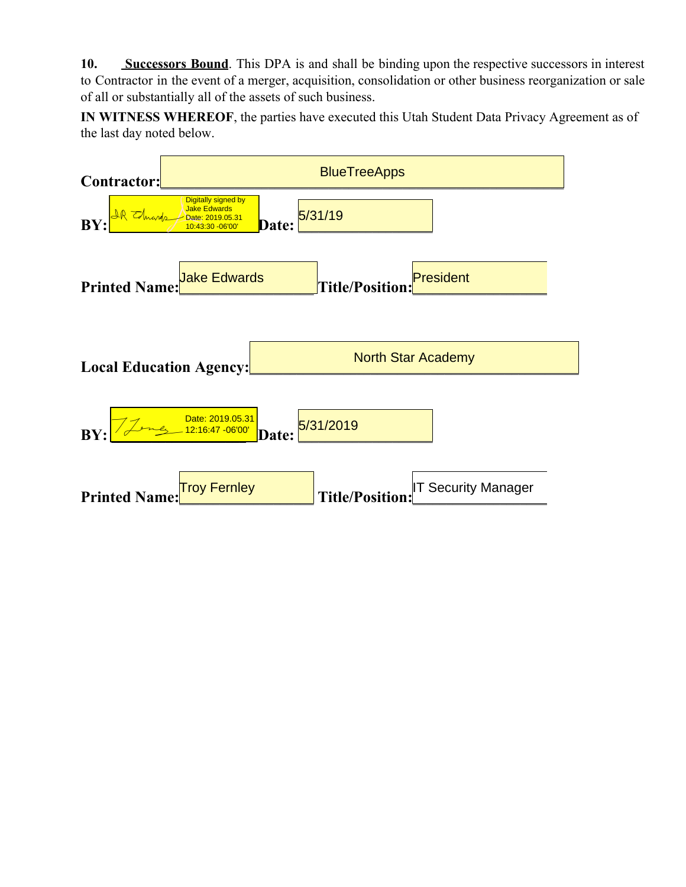**10. Successors Bound**. This DPA is and shall be binding upon the respective successors in interest to Contractor in the event of a merger, acquisition, consolidation or other business reorganization or sale of all or substantially all of the assets of such business.

**IN WITNESS WHEREOF**, the parties have executed this Utah Student Data Privacy Agreement as of the last day noted below.

**Contractor:** BlueTreeApps

**BY:** JR Edwards Digitally signed by Jake Edwards Date: 2019.05.31 10:43:30 -06'00' **Date:** 5/31/19

**Printed Name:** Jake Edwards **Title/Position:** President

**Local Education Agency:** North Star Academy

**BY:** T Jones Date: 2019.05.31 12:16:47 -06'00' **Date:** 5/31/2019

**Printed Name:** Troy Fernley **Title/Position:** IT Security Manager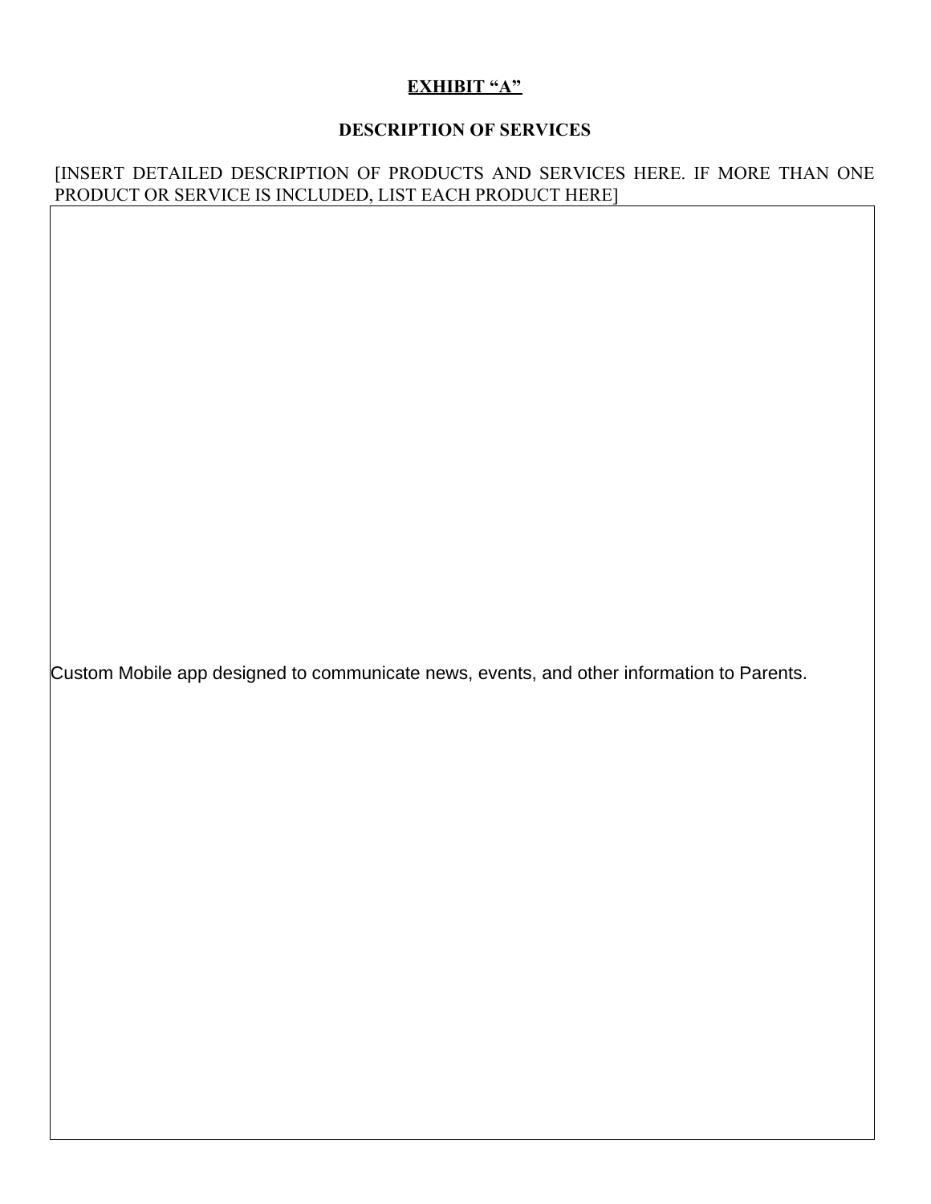**<u>EXHIBIT "A"</u>**

**DESCRIPTION OF SERVICES**

[INSERT DETAILED DESCRIPTION OF PRODUCTS AND SERVICES HERE. IF MORE THAN ONE PRODUCT OR SERVICE IS INCLUDED, LIST EACH PRODUCT HERE]

Custom Mobile app designed to communicate news, events, and other information to Parents.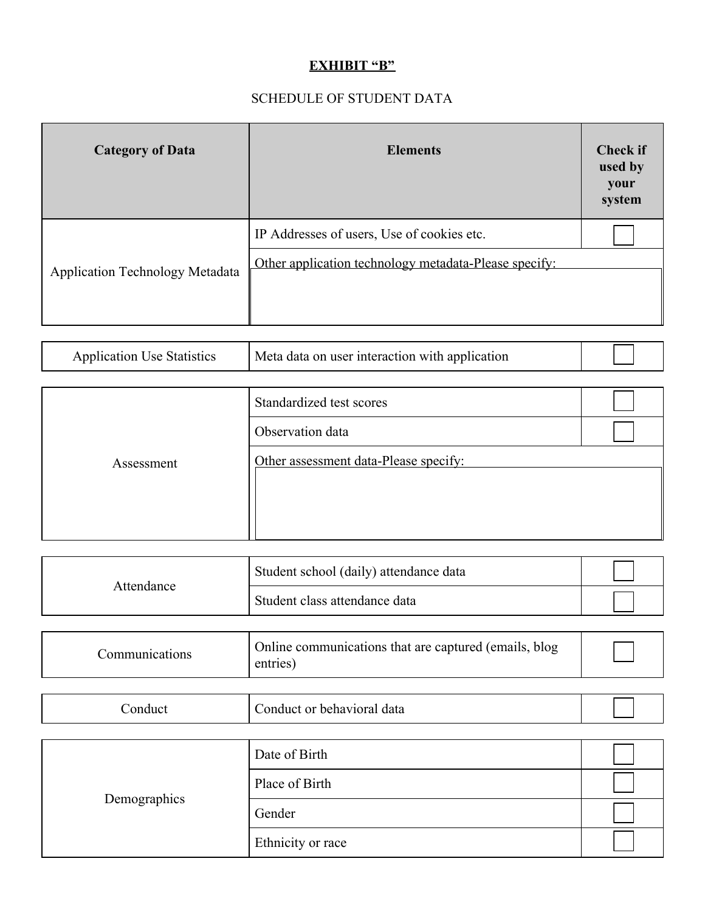**EXHIBIT "B"**

SCHEDULE OF STUDENT DATA

| Category of Data | Elements | Check if used by your system |
|---|---|---|
| Application Technology Metadata | IP Addresses of users, Use of cookies etc. | ☐ |
| | Other application technology metadata-Please specify: | |
| Application Use Statistics | Meta data on user interaction with application | ☐ |
| Assessment | Standardized test scores | ☐ |
| | Observation data | ☐ |
| | Other assessment data-Please specify: | |
| Attendance | Student school (daily) attendance data | ☐ |
| | Student class attendance data | ☐ |
| Communications | Online communications that are captured (emails, blog entries) | ☐ |
| Conduct | Conduct or behavioral data | ☐ |
| Demographics | Date of Birth | ☐ |
| | Place of Birth | ☐ |
| | Gender | ☐ |
| | Ethnicity or race | ☐ |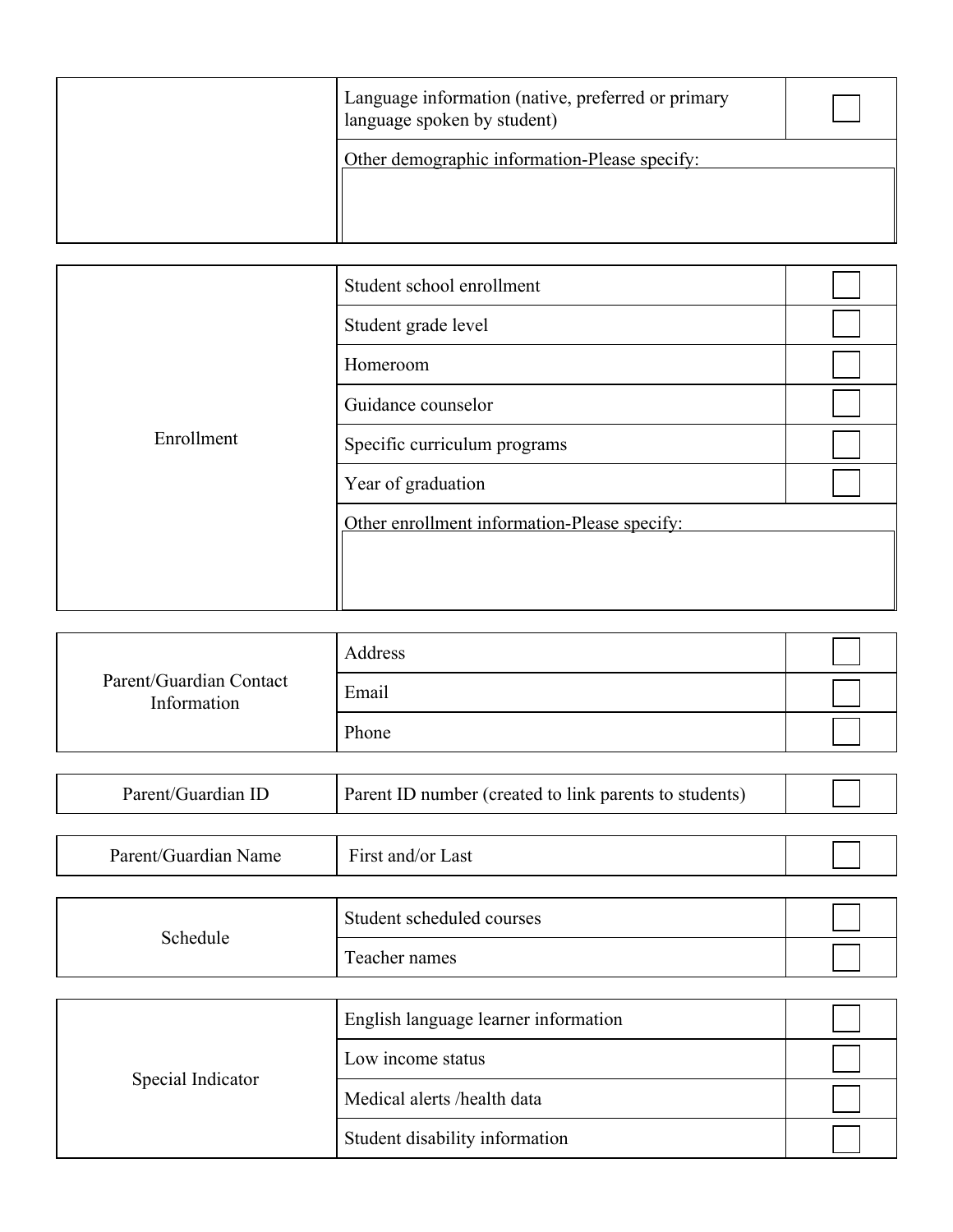| | | |
|---|---|---|
| | Language information (native, preferred or primary language spoken by student) | ☐ |
| | Other demographic information-Please specify: | |

| | | |
|---|---|---|
| Enrollment | Student school enrollment | ☐ |
| | Student grade level | ☐ |
| | Homeroom | ☐ |
| | Guidance counselor | ☐ |
| | Specific curriculum programs | ☐ |
| | Year of graduation | ☐ |
| | Other enrollment information-Please specify: | |

| | | |
|---|---|---|
| Parent/Guardian Contact Information | Address | ☐ |
| | Email | ☐ |
| | Phone | ☐ |

| | | |
|---|---|---|
| Parent/Guardian ID | Parent ID number (created to link parents to students) | ☐ |

| | | |
|---|---|---|
| Parent/Guardian Name | First and/or Last | ☐ |

| | | |
|---|---|---|
| Schedule | Student scheduled courses | ☐ |
| | Teacher names | ☐ |

| | | |
|---|---|---|
| Special Indicator | English language learner information | ☐ |
| | Low income status | ☐ |
| | Medical alerts /health data | ☐ |
| | Student disability information | ☐ |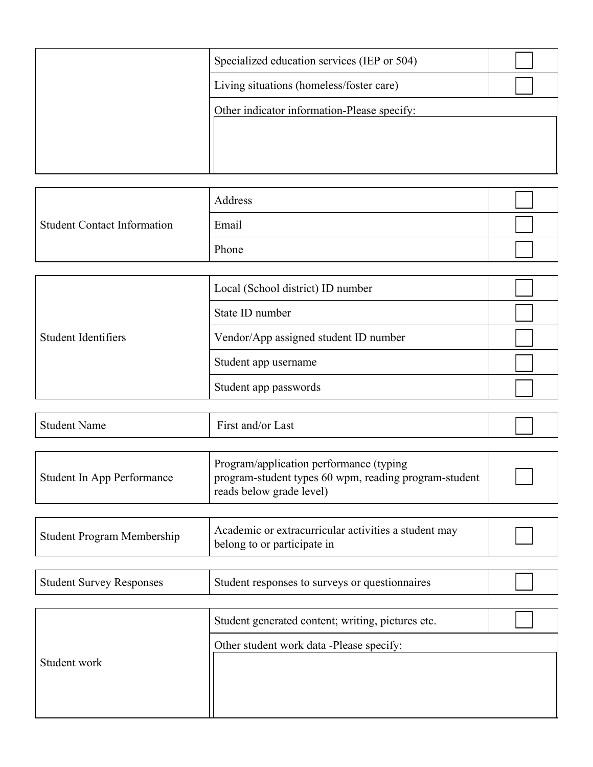| | | |
|---|---|---|
| | Specialized education services (IEP or 504) | ☐ |
| | Living situations (homeless/foster care) | ☐ |
| | Other indicator information-Please specify: | |

| | | |
|---|---|---|
| Student Contact Information | Address | ☐ |
| | Email | ☐ |
| | Phone | ☐ |

| | | |
|---|---|---|
| Student Identifiers | Local (School district) ID number | ☐ |
| | State ID number | ☐ |
| | Vendor/App assigned student ID number | ☐ |
| | Student app username | ☐ |
| | Student app passwords | ☐ |

| | | |
|---|---|---|
| Student Name | First and/or Last | ☐ |

| | | |
|---|---|---|
| Student In App Performance | Program/application performance (typing program-student types 60 wpm, reading program-student reads below grade level) | ☐ |

| | | |
|---|---|---|
| Student Program Membership | Academic or extracurricular activities a student may belong to or participate in | ☐ |

| | | |
|---|---|---|
| Student Survey Responses | Student responses to surveys or questionnaires | ☐ |

| | | |
|---|---|---|
| Student work | Student generated content; writing, pictures etc. | ☐ |
| | Other student work data -Please specify: | |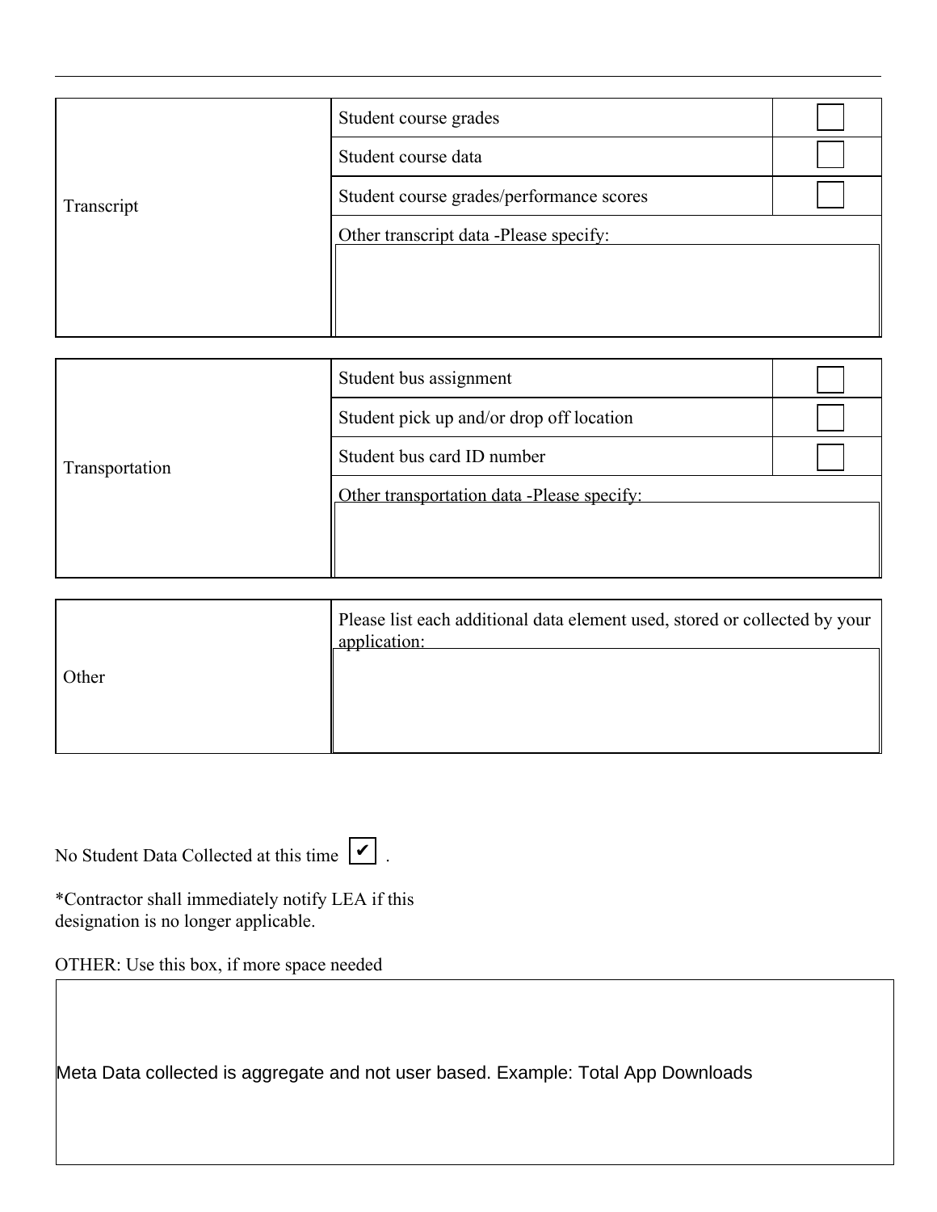| Category | Data Element | Check if used |
| --- | --- | --- |
| Transcript | Student course grades | ☐ |
| | Student course data | ☐ |
| | Student course grades/performance scores | ☐ |
| | Other transcript data -Please specify: | |

| Category | Data Element | Check if used |
| --- | --- | --- |
| Transportation | Student bus assignment | ☐ |
| | Student pick up and/or drop off location | ☐ |
| | Student bus card ID number | ☐ |
| | Other transportation data -Please specify: | |

| Category | Data Element |
| --- | --- |
| Other | Please list each additional data element used, stored or collected by your application: |

No Student Data Collected at this time ☑ .

*Contractor shall immediately notify LEA if this designation is no longer applicable.

OTHER: Use this box, if more space needed

Meta Data collected is aggregate and not user based. Example: Total App Downloads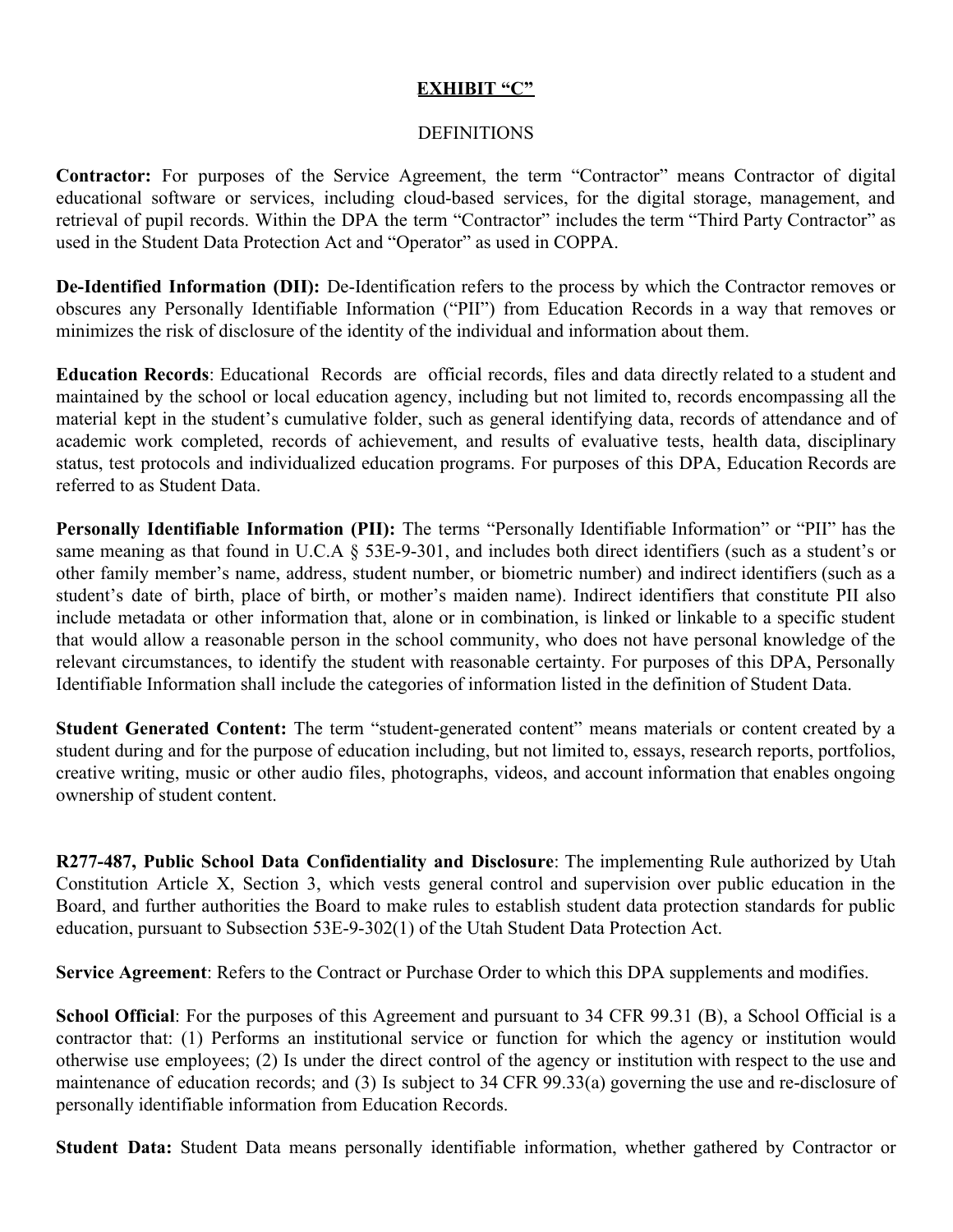**EXHIBIT "C"**

DEFINITIONS

**Contractor:** For purposes of the Service Agreement, the term "Contractor" means Contractor of digital educational software or services, including cloud-based services, for the digital storage, management, and retrieval of pupil records. Within the DPA the term "Contractor" includes the term "Third Party Contractor" as used in the Student Data Protection Act and "Operator" as used in COPPA.

**De-Identified Information (DII):** De-Identification refers to the process by which the Contractor removes or obscures any Personally Identifiable Information ("PII") from Education Records in a way that removes or minimizes the risk of disclosure of the identity of the individual and information about them.

**Education Records**: Educational Records are official records, files and data directly related to a student and maintained by the school or local education agency, including but not limited to, records encompassing all the material kept in the student's cumulative folder, such as general identifying data, records of attendance and of academic work completed, records of achievement, and results of evaluative tests, health data, disciplinary status, test protocols and individualized education programs. For purposes of this DPA, Education Records are referred to as Student Data.

**Personally Identifiable Information (PII):** The terms "Personally Identifiable Information" or "PII" has the same meaning as that found in U.C.A § 53E-9-301, and includes both direct identifiers (such as a student's or other family member's name, address, student number, or biometric number) and indirect identifiers (such as a student's date of birth, place of birth, or mother's maiden name). Indirect identifiers that constitute PII also include metadata or other information that, alone or in combination, is linked or linkable to a specific student that would allow a reasonable person in the school community, who does not have personal knowledge of the relevant circumstances, to identify the student with reasonable certainty. For purposes of this DPA, Personally Identifiable Information shall include the categories of information listed in the definition of Student Data.

**Student Generated Content:** The term "student-generated content" means materials or content created by a student during and for the purpose of education including, but not limited to, essays, research reports, portfolios, creative writing, music or other audio files, photographs, videos, and account information that enables ongoing ownership of student content.

**R277-487, Public School Data Confidentiality and Disclosure**: The implementing Rule authorized by Utah Constitution Article X, Section 3, which vests general control and supervision over public education in the Board, and further authorities the Board to make rules to establish student data protection standards for public education, pursuant to Subsection 53E-9-302(1) of the Utah Student Data Protection Act.

**Service Agreement**: Refers to the Contract or Purchase Order to which this DPA supplements and modifies.

**School Official**: For the purposes of this Agreement and pursuant to 34 CFR 99.31 (B), a School Official is a contractor that: (1) Performs an institutional service or function for which the agency or institution would otherwise use employees; (2) Is under the direct control of the agency or institution with respect to the use and maintenance of education records; and (3) Is subject to 34 CFR 99.33(a) governing the use and re-disclosure of personally identifiable information from Education Records.

**Student Data:** Student Data means personally identifiable information, whether gathered by Contractor or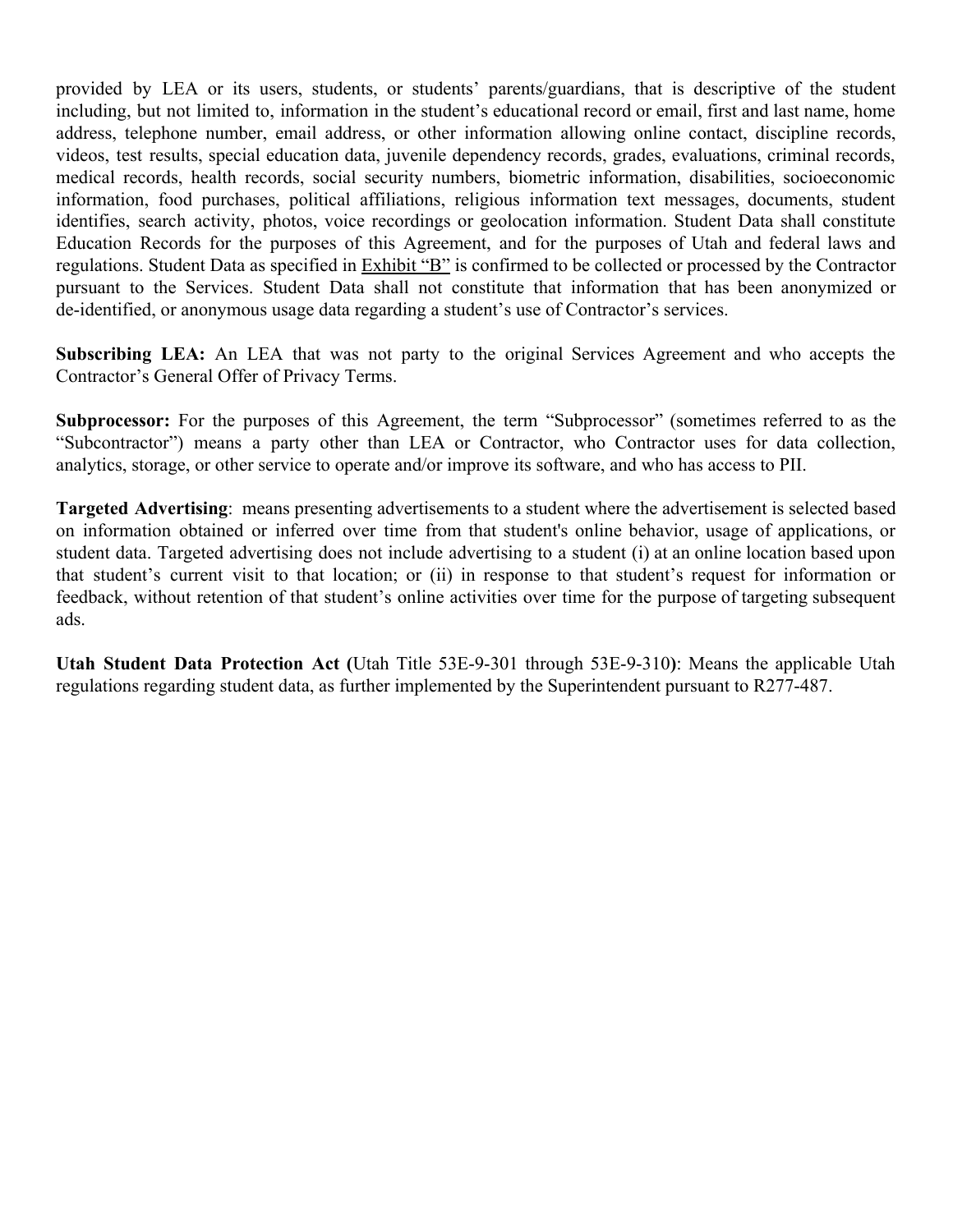provided by LEA or its users, students, or students' parents/guardians, that is descriptive of the student including, but not limited to, information in the student's educational record or email, first and last name, home address, telephone number, email address, or other information allowing online contact, discipline records, videos, test results, special education data, juvenile dependency records, grades, evaluations, criminal records, medical records, health records, social security numbers, biometric information, disabilities, socioeconomic information, food purchases, political affiliations, religious information text messages, documents, student identifies, search activity, photos, voice recordings or geolocation information. Student Data shall constitute Education Records for the purposes of this Agreement, and for the purposes of Utah and federal laws and regulations. Student Data as specified in Exhibit "B" is confirmed to be collected or processed by the Contractor pursuant to the Services. Student Data shall not constitute that information that has been anonymized or de-identified, or anonymous usage data regarding a student's use of Contractor's services.

**Subscribing LEA:** An LEA that was not party to the original Services Agreement and who accepts the Contractor's General Offer of Privacy Terms.

**Subprocessor:** For the purposes of this Agreement, the term "Subprocessor" (sometimes referred to as the "Subcontractor") means a party other than LEA or Contractor, who Contractor uses for data collection, analytics, storage, or other service to operate and/or improve its software, and who has access to PII.

**Targeted Advertising**: means presenting advertisements to a student where the advertisement is selected based on information obtained or inferred over time from that student's online behavior, usage of applications, or student data. Targeted advertising does not include advertising to a student (i) at an online location based upon that student's current visit to that location; or (ii) in response to that student's request for information or feedback, without retention of that student's online activities over time for the purpose of targeting subsequent ads.

**Utah Student Data Protection Act (**Utah Title 53E-9-301 through 53E-9-310**)**: Means the applicable Utah regulations regarding student data, as further implemented by the Superintendent pursuant to R277-487.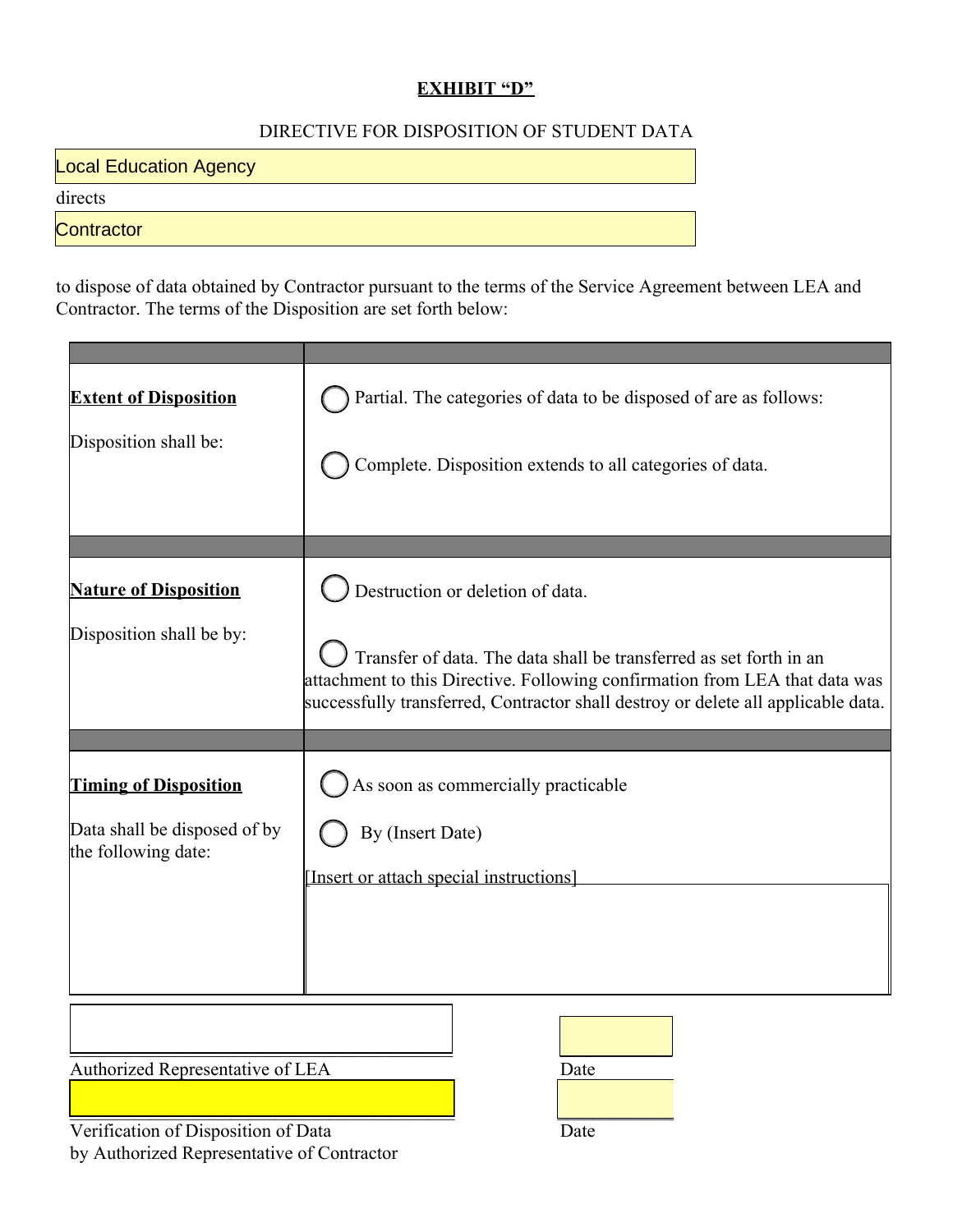**EXHIBIT "D"**

DIRECTIVE FOR DISPOSITION OF STUDENT DATA

Local Education Agency

directs

Contractor

to dispose of data obtained by Contractor pursuant to the terms of the Service Agreement between LEA and Contractor. The terms of the Disposition are set forth below:

| | |
|---|---|
| **Extent of Disposition**<br><br>Disposition shall be: | ◯ Partial. The categories of data to be disposed of are as follows:<br><br>◯ Complete. Disposition extends to all categories of data. |
| **Nature of Disposition**<br><br>Disposition shall be by: | ◯ Destruction or deletion of data.<br><br>◯ Transfer of data. The data shall be transferred as set forth in an attachment to this Directive. Following confirmation from LEA that data was successfully transferred, Contractor shall destroy or delete all applicable data. |
| **Timing of Disposition**<br><br>Data shall be disposed of by the following date: | ◯ As soon as commercially practicable<br><br>◯ By (Insert Date)<br><br>[Insert or attach special instructions] |

Authorized Representative of LEA &nbsp;&nbsp;&nbsp;&nbsp;&nbsp;&nbsp;&nbsp;&nbsp; Date

Verification of Disposition of Data by Authorized Representative of Contractor &nbsp;&nbsp;&nbsp;&nbsp;&nbsp;&nbsp;&nbsp;&nbsp; Date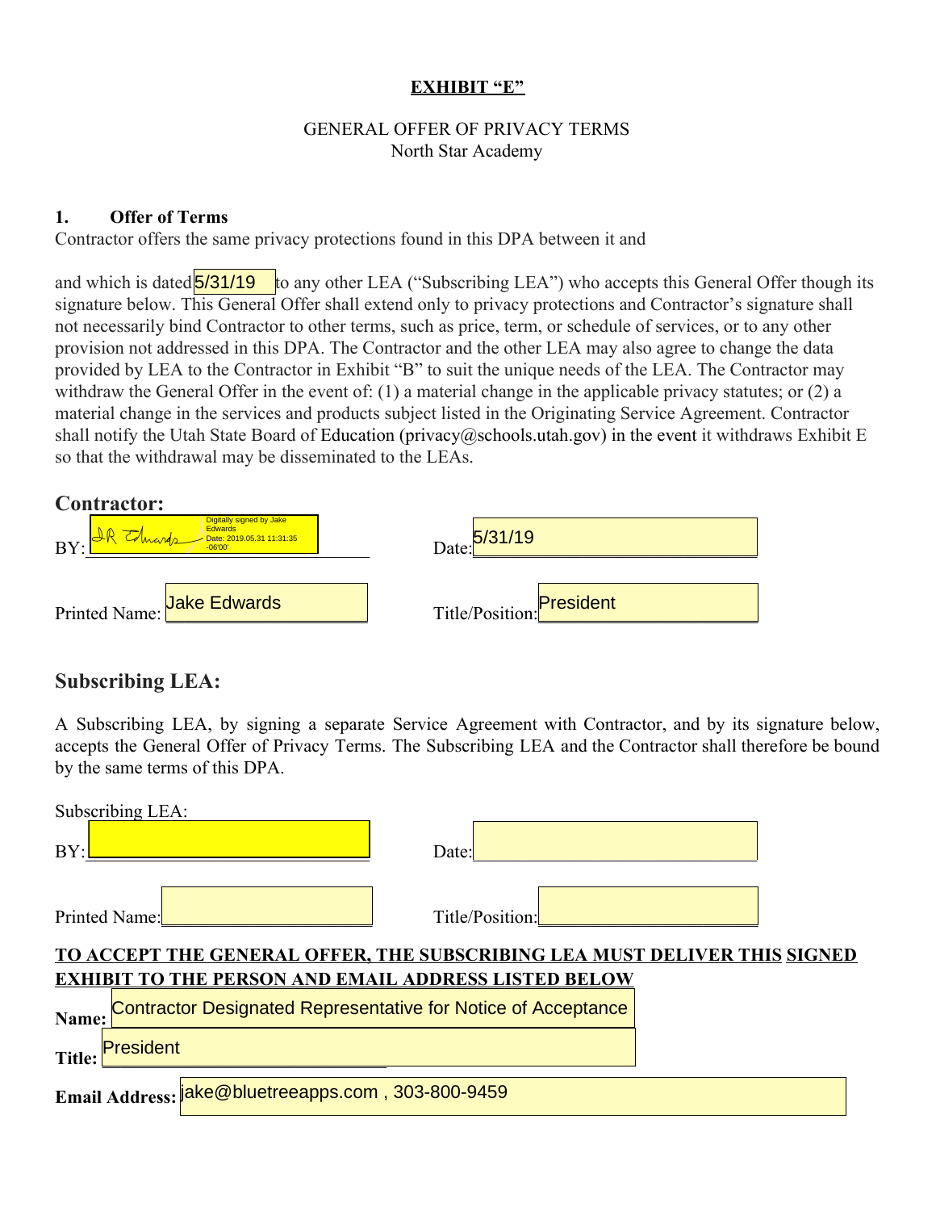**EXHIBIT "E"**

GENERAL OFFER OF PRIVACY TERMS
North Star Academy

**1. Offer of Terms**

Contractor offers the same privacy protections found in this DPA between it and

and which is dated 5/31/19 to any other LEA ("Subscribing LEA") who accepts this General Offer though its signature below. This General Offer shall extend only to privacy protections and Contractor's signature shall not necessarily bind Contractor to other terms, such as price, term, or schedule of services, or to any other provision not addressed in this DPA. The Contractor and the other LEA may also agree to change the data provided by LEA to the Contractor in Exhibit "B" to suit the unique needs of the LEA. The Contractor may withdraw the General Offer in the event of: (1) a material change in the applicable privacy statutes; or (2) a material change in the services and products subject listed in the Originating Service Agreement. Contractor shall notify the Utah State Board of Education (privacy@schools.utah.gov) in the event it withdraws Exhibit E so that the withdrawal may be disseminated to the LEAs.

## Contractor:

BY: JR Edwards — Digitally signed by Jake Edwards Date: 2019.05.31 11:31:35 -06'00'

Date: 5/31/19

Printed Name: Jake Edwards

Title/Position: President

## Subscribing LEA:

A Subscribing LEA, by signing a separate Service Agreement with Contractor, and by its signature below, accepts the General Offer of Privacy Terms. The Subscribing LEA and the Contractor shall therefore be bound by the same terms of this DPA.

Subscribing LEA:

BY: ______________________

Date: ______________________

Printed Name: ______________________

Title/Position: ______________________

**TO ACCEPT THE GENERAL OFFER, THE SUBSCRIBING LEA MUST DELIVER THIS SIGNED EXHIBIT TO THE PERSON AND EMAIL ADDRESS LISTED BELOW**

**Name:** Contractor Designated Representative for Notice of Acceptance

**Title:** President

**Email Address:** jake@bluetreeapps.com , 303-800-9459